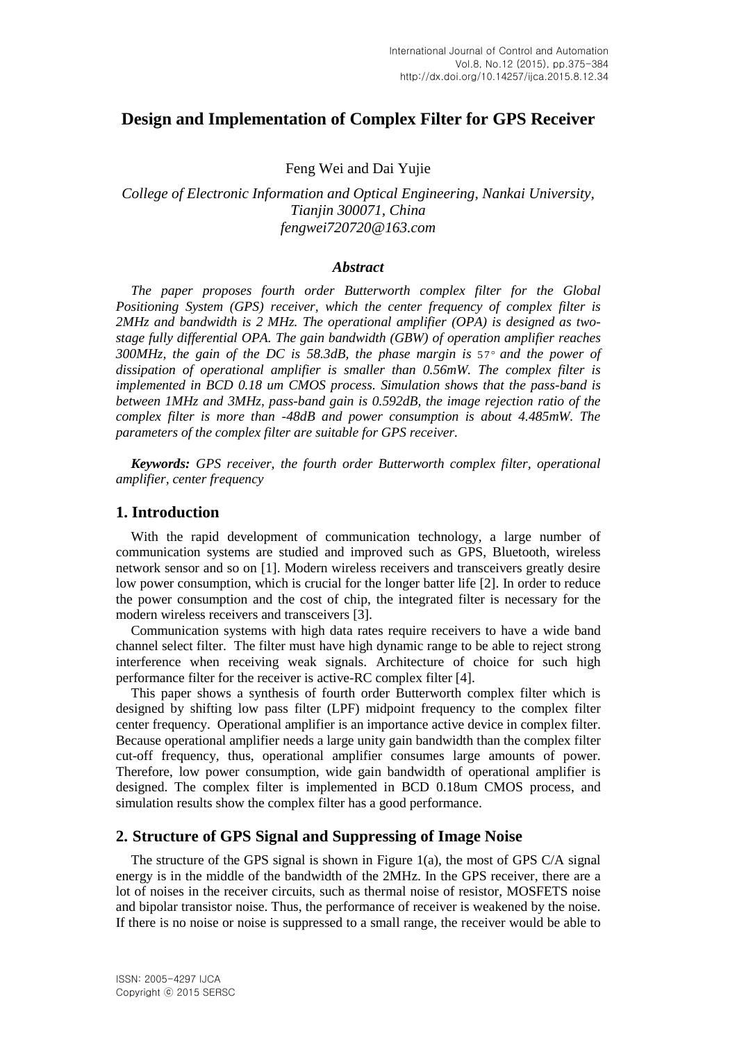# Design and Implementation of Complex Filter for GPS Receiver

Feng Wei and Dai Yujie

*College of Electronic Information and Optical Engineering, Nankai University, Tianjin 300071, China*
*fengwei720720@163.com*

### *Abstract*

*The paper proposes fourth order Butterworth complex filter for the Global Positioning System (GPS) receiver, which the center frequency of complex filter is 2MHz and bandwidth is 2 MHz. The operational amplifier (OPA) is designed as two-stage fully differential OPA. The gain bandwidth (GBW) of operation amplifier reaches 300MHz, the gain of the DC is 58.3dB, the phase margin is 57° and the power of dissipation of operational amplifier is smaller than 0.56mW. The complex filter is implemented in BCD 0.18 um CMOS process. Simulation shows that the pass-band is between 1MHz and 3MHz, pass-band gain is 0.592dB, the image rejection ratio of the complex filter is more than -48dB and power consumption is about 4.485mW. The parameters of the complex filter are suitable for GPS receiver.*

***Keywords:*** *GPS receiver, the fourth order Butterworth complex filter, operational amplifier, center frequency*

## 1. Introduction

With the rapid development of communication technology, a large number of communication systems are studied and improved such as GPS, Bluetooth, wireless network sensor and so on [1]. Modern wireless receivers and transceivers greatly desire low power consumption, which is crucial for the longer batter life [2]. In order to reduce the power consumption and the cost of chip, the integrated filter is necessary for the modern wireless receivers and transceivers [3].

Communication systems with high data rates require receivers to have a wide band channel select filter. The filter must have high dynamic range to be able to reject strong interference when receiving weak signals. Architecture of choice for such high performance filter for the receiver is active-RC complex filter [4].

This paper shows a synthesis of fourth order Butterworth complex filter which is designed by shifting low pass filter (LPF) midpoint frequency to the complex filter center frequency. Operational amplifier is an importance active device in complex filter. Because operational amplifier needs a large unity gain bandwidth than the complex filter cut-off frequency, thus, operational amplifier consumes large amounts of power. Therefore, low power consumption, wide gain bandwidth of operational amplifier is designed. The complex filter is implemented in BCD 0.18um CMOS process, and simulation results show the complex filter has a good performance.

## 2. Structure of GPS Signal and Suppressing of Image Noise

The structure of the GPS signal is shown in Figure 1(a), the most of GPS C/A signal energy is in the middle of the bandwidth of the 2MHz. In the GPS receiver, there are a lot of noises in the receiver circuits, such as thermal noise of resistor, MOSFETS noise and bipolar transistor noise. Thus, the performance of receiver is weakened by the noise. If there is no noise or noise is suppressed to a small range, the receiver would be able to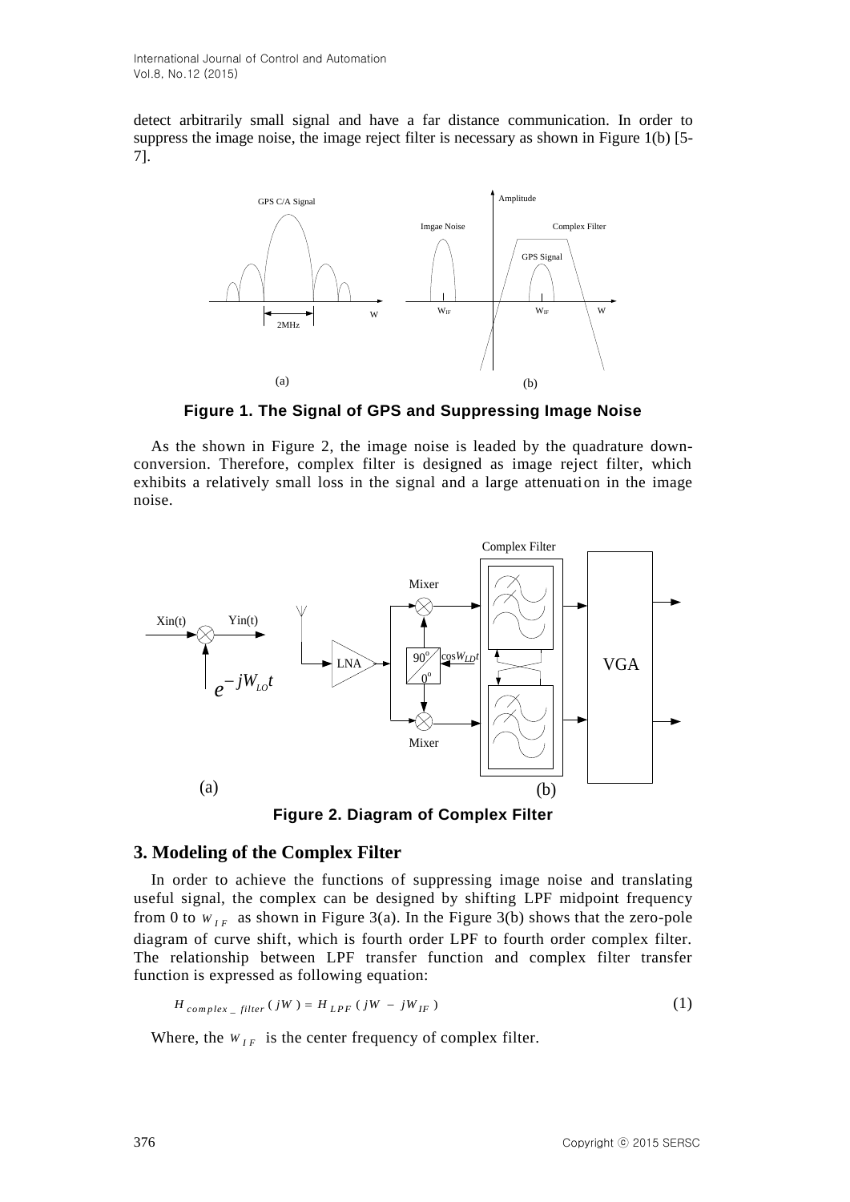detect arbitrarily small signal and have a far distance communication. In order to suppress the image noise, the image reject filter is necessary as shown in Figure 1(b) [5-7].

**Figure 1. The Signal of GPS and Suppressing Image Noise**

As the shown in Figure 2, the image noise is leaded by the quadrature down-conversion. Therefore, complex filter is designed as image reject filter, which exhibits a relatively small loss in the signal and a large attenuation in the image noise.

**Figure 2. Diagram of Complex Filter**

## 3. Modeling of the Complex Filter

In order to achieve the functions of suppressing image noise and translating useful signal, the complex can be designed by shifting LPF midpoint frequency from 0 to $W_{IF}$ as shown in Figure 3(a). In the Figure 3(b) shows that the zero-pole diagram of curve shift, which is fourth order LPF to fourth order complex filter. The relationship between LPF transfer function and complex filter transfer function is expressed as following equation:

$$H_{complex\_filter}(jW) = H_{LPF}(jW - jW_{IF}) \tag{1}$$

Where, the $W_{IF}$ is the center frequency of complex filter.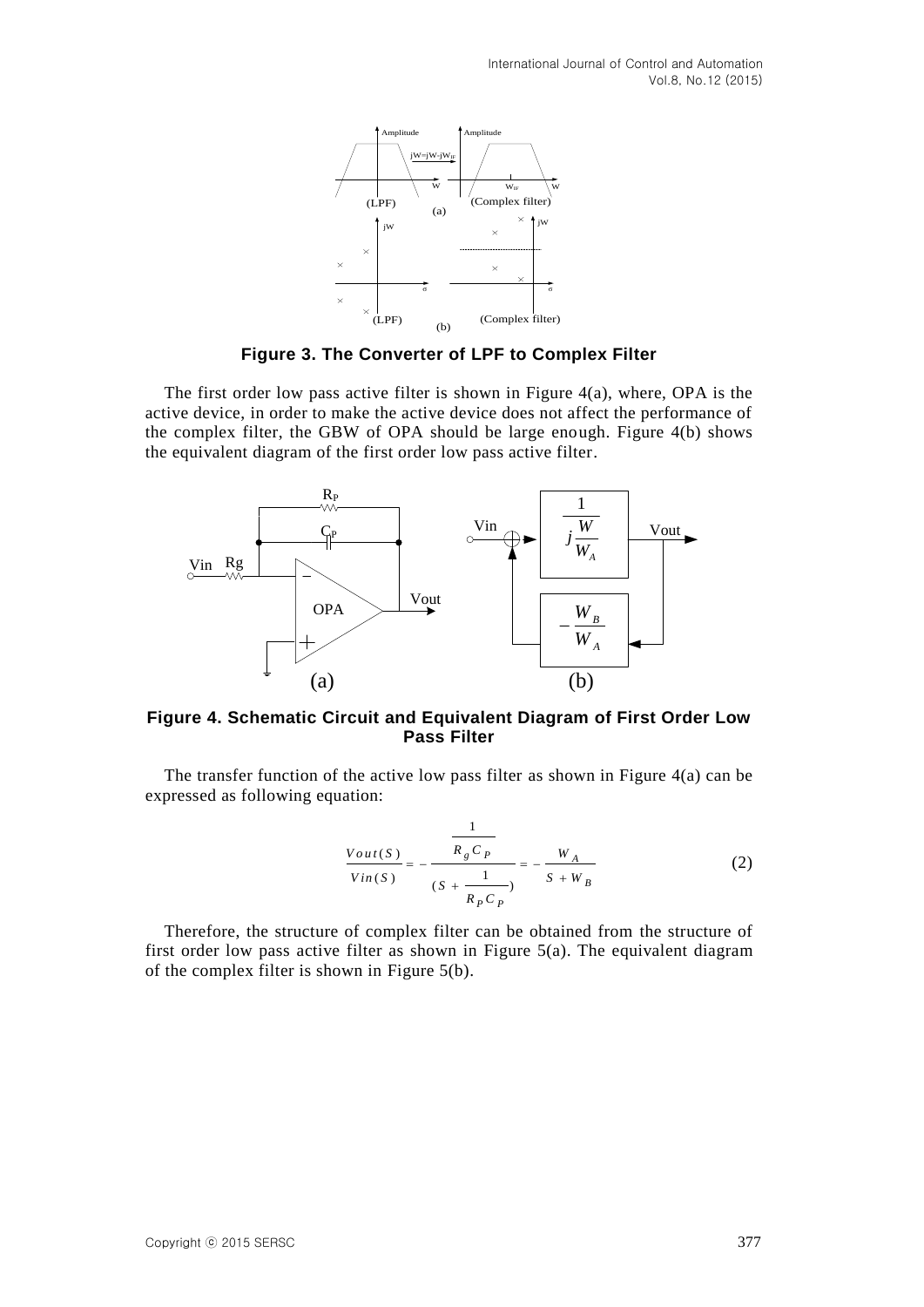**Figure 3. The Converter of LPF to Complex Filter**

The first order low pass active filter is shown in Figure 4(a), where, OPA is the active device, in order to make the active device does not affect the performance of the complex filter, the GBW of OPA should be large enough. Figure 4(b) shows the equivalent diagram of the first order low pass active filter.

**Figure 4. Schematic Circuit and Equivalent Diagram of First Order Low Pass Filter**

The transfer function of the active low pass filter as shown in Figure 4(a) can be expressed as following equation:

$$\frac{Vout(S)}{Vin(S)} = -\frac{\frac{1}{R_g C_P}}{(S + \frac{1}{R_P C_P})} = -\frac{W_A}{S + W_B} \tag{2}$$

Therefore, the structure of complex filter can be obtained from the structure of first order low pass active filter as shown in Figure 5(a). The equivalent diagram of the complex filter is shown in Figure 5(b).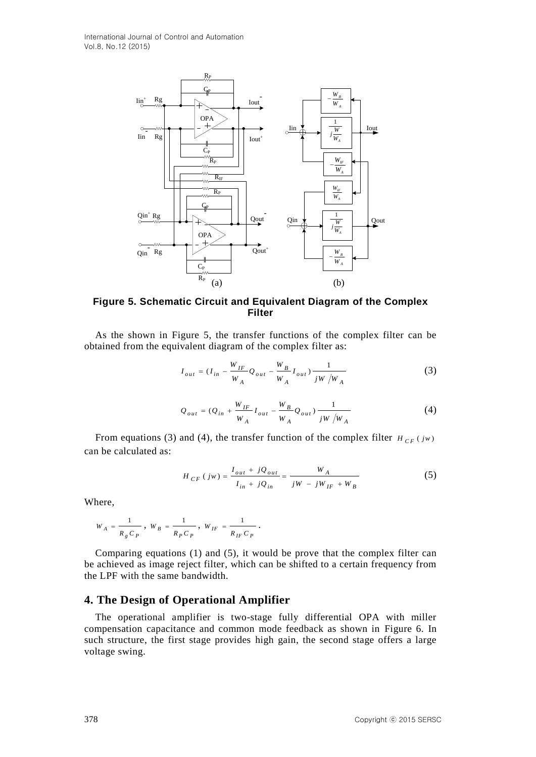**Figure 5. Schematic Circuit and Equivalent Diagram of the Complex Filter**

As the shown in Figure 5, the transfer functions of the complex filter can be obtained from the equivalent diagram of the complex filter as:

$$I_{out} = (I_{in} - \frac{W_{IF}}{W_A} Q_{out} - \frac{W_B}{W_A} I_{out}) \frac{1}{jW / W_A} \tag{3}$$

$$Q_{out} = (Q_{in} + \frac{W_{IF}}{W_A} I_{out} - \frac{W_B}{W_A} Q_{out}) \frac{1}{jW / W_A} \tag{4}$$

From equations (3) and (4), the transfer function of the complex filter $H_{CF}(jw)$ can be calculated as:

$$H_{CF}(jw) = \frac{I_{out} + jQ_{out}}{I_{in} + jQ_{in}} = \frac{W_A}{jW - jW_{IF} + W_B} \tag{5}$$

Where,

$$W_A = \frac{1}{R_g C_P},\ W_B = \frac{1}{R_P C_P},\ W_{IF} = \frac{1}{R_{IF} C_P}.$$

Comparing equations (1) and (5), it would be prove that the complex filter can be achieved as image reject filter, which can be shifted to a certain frequency from the LPF with the same bandwidth.

## 4. The Design of Operational Amplifier

The operational amplifier is two-stage fully differential OPA with miller compensation capacitance and common mode feedback as shown in Figure 6. In such structure, the first stage provides high gain, the second stage offers a large voltage swing.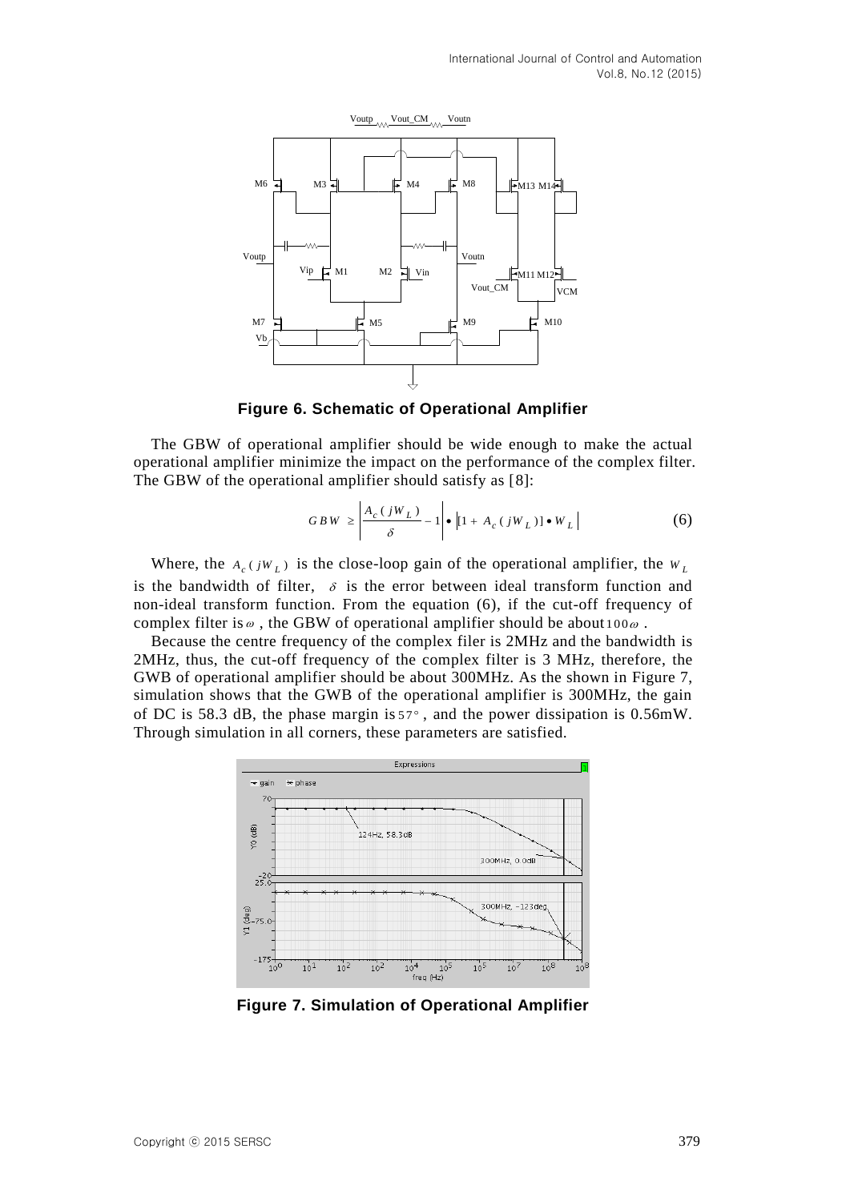Figure 6. Schematic of Operational Amplifier

The GBW of operational amplifier should be wide enough to make the actual operational amplifier minimize the impact on the performance of the complex filter. The GBW of the operational amplifier should satisfy as [8]:

$$GBW \geq \left| \frac{A_c(jW_L)}{\delta} - 1 \right| \bullet \left| [1 + A_c(jW_L)] \bullet W_L \right| \tag{6}$$

Where, the $A_c(jW_L)$ is the close-loop gain of the operational amplifier, the $W_L$ is the bandwidth of filter, $\delta$ is the error between ideal transform function and non-ideal transform function. From the equation (6), if the cut-off frequency of complex filter is $\omega$, the GBW of operational amplifier should be about $100\omega$.

Because the centre frequency of the complex filer is 2MHz and the bandwidth is 2MHz, thus, the cut-off frequency of the complex filter is 3 MHz, therefore, the GWB of operational amplifier should be about 300MHz. As the shown in Figure 7, simulation shows that the GWB of the operational amplifier is 300MHz, the gain of DC is 58.3 dB, the phase margin is $57°$, and the power dissipation is 0.56mW. Through simulation in all corners, these parameters are satisfied.

Figure 7. Simulation of Operational Amplifier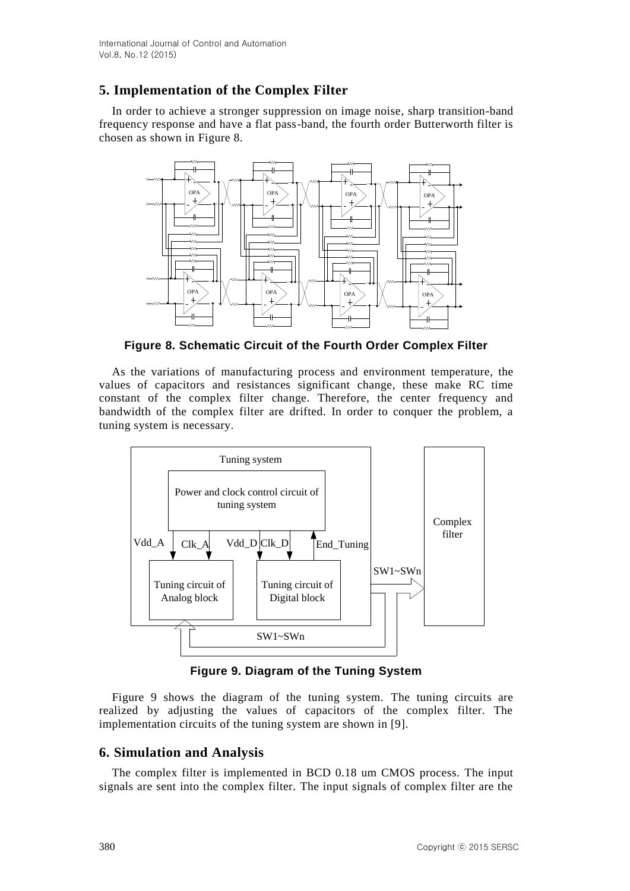## 5. Implementation of the Complex Filter

In order to achieve a stronger suppression on image noise, sharp transition-band frequency response and have a flat pass-band, the fourth order Butterworth filter is chosen as shown in Figure 8.

**Figure 8. Schematic Circuit of the Fourth Order Complex Filter**

As the variations of manufacturing process and environment temperature, the values of capacitors and resistances significant change, these make RC time constant of the complex filter change. Therefore, the center frequency and bandwidth of the complex filter are drifted. In order to conquer the problem, a tuning system is necessary.

**Figure 9. Diagram of the Tuning System**

Figure 9 shows the diagram of the tuning system. The tuning circuits are realized by adjusting the values of capacitors of the complex filter. The implementation circuits of the tuning system are shown in [9].

## 6. Simulation and Analysis

The complex filter is implemented in BCD 0.18 um CMOS process. The input signals are sent into the complex filter. The input signals of complex filter are the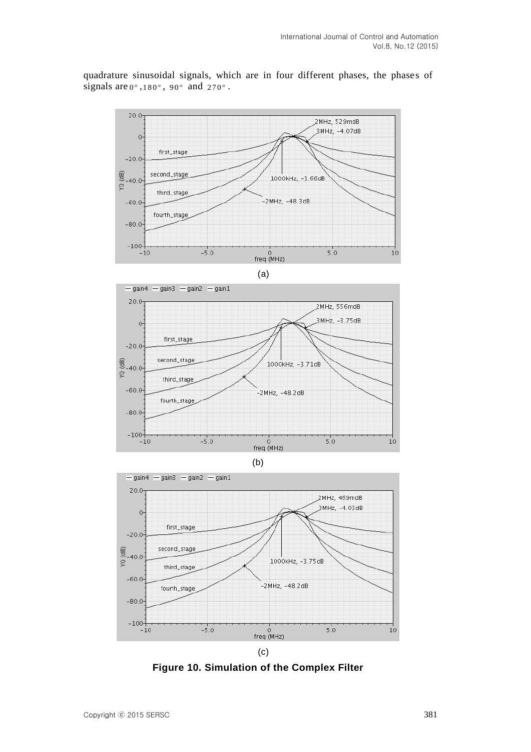quadrature sinusoidal signals, which are in four different phases, the phases of signals are $0°$, $180°$, $90°$ and $270°$.

(a)

(b)

(c)

**Figure 10. Simulation of the Complex Filter**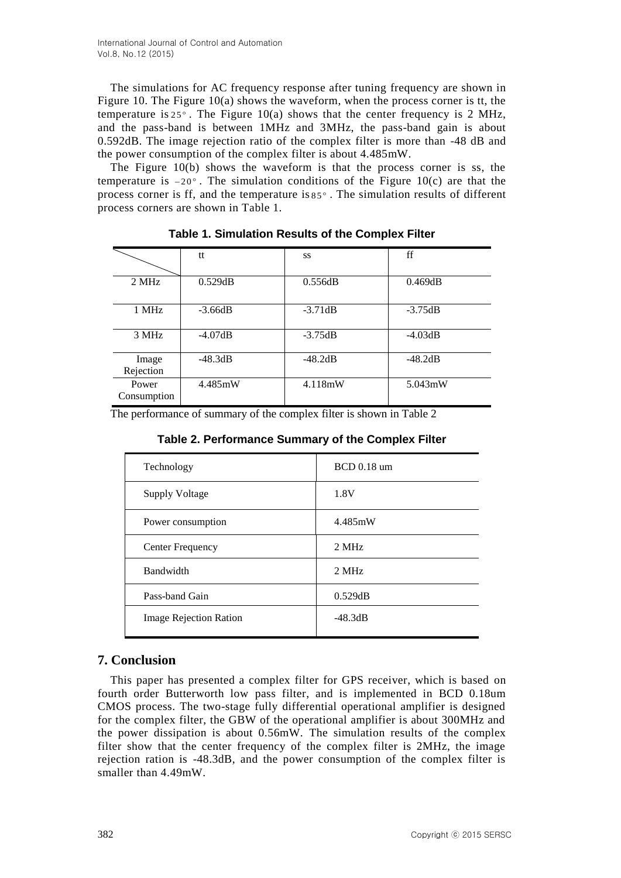The simulations for AC frequency response after tuning frequency are shown in Figure 10. The Figure 10(a) shows the waveform, when the process corner is tt, the temperature is 25°. The Figure 10(a) shows that the center frequency is 2 MHz, and the pass-band is between 1MHz and 3MHz, the pass-band gain is about 0.592dB. The image rejection ratio of the complex filter is more than -48 dB and the power consumption of the complex filter is about 4.485mW.

The Figure 10(b) shows the waveform is that the process corner is ss, the temperature is −20°. The simulation conditions of the Figure 10(c) are that the process corner is ff, and the temperature is 85°. The simulation results of different process corners are shown in Table 1.

**Table 1. Simulation Results of the Complex Filter**

| | tt | ss | ff |
|---|---|---|---|
| 2 MHz | 0.529dB | 0.556dB | 0.469dB |
| 1 MHz | -3.66dB | -3.71dB | -3.75dB |
| 3 MHz | -4.07dB | -3.75dB | -4.03dB |
| Image Rejection | -48.3dB | -48.2dB | -48.2dB |
| Power Consumption | 4.485mW | 4.118mW | 5.043mW |

The performance of summary of the complex filter is shown in Table 2

**Table 2. Performance Summary of the Complex Filter**

| | |
|---|---|
| Technology | BCD 0.18 um |
| Supply Voltage | 1.8V |
| Power consumption | 4.485mW |
| Center Frequency | 2 MHz |
| Bandwidth | 2 MHz |
| Pass-band Gain | 0.529dB |
| Image Rejection Ration | -48.3dB |

## 7. Conclusion

This paper has presented a complex filter for GPS receiver, which is based on fourth order Butterworth low pass filter, and is implemented in BCD 0.18um CMOS process. The two-stage fully differential operational amplifier is designed for the complex filter, the GBW of the operational amplifier is about 300MHz and the power dissipation is about 0.56mW. The simulation results of the complex filter show that the center frequency of the complex filter is 2MHz, the image rejection ration is -48.3dB, and the power consumption of the complex filter is smaller than 4.49mW.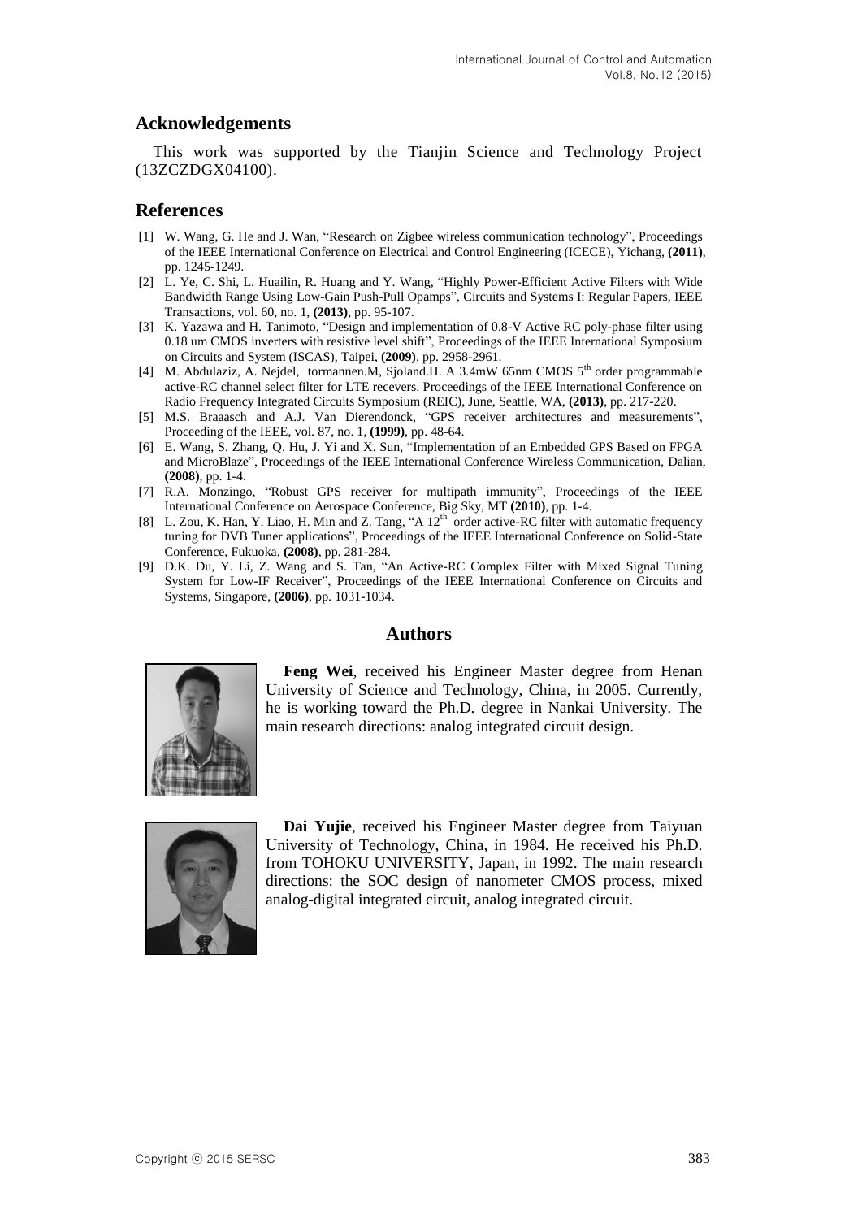## Acknowledgements

This work was supported by the Tianjin Science and Technology Project (13ZCZDGX04100).

## References

[1] W. Wang, G. He and J. Wan, "Research on Zigbee wireless communication technology", Proceedings of the IEEE International Conference on Electrical and Control Engineering (ICECE), Yichang, **(2011)**, pp. 1245-1249.

[2] L. Ye, C. Shi, L. Huailin, R. Huang and Y. Wang, "Highly Power-Efficient Active Filters with Wide Bandwidth Range Using Low-Gain Push-Pull Opamps", Circuits and Systems I: Regular Papers, IEEE Transactions, vol. 60, no. 1, **(2013)**, pp. 95-107.

[3] K. Yazawa and H. Tanimoto, "Design and implementation of 0.8-V Active RC poly-phase filter using 0.18 um CMOS inverters with resistive level shift", Proceedings of the IEEE International Symposium on Circuits and System (ISCAS), Taipei, **(2009)**, pp. 2958-2961.

[4] M. Abdulaziz, A. Nejdel, tormannen.M, Sjoland.H. A 3.4mW 65nm CMOS 5th order programmable active-RC channel select filter for LTE recevers. Proceedings of the IEEE International Conference on Radio Frequency Integrated Circuits Symposium (REIC), June, Seattle, WA, **(2013)**, pp. 217-220.

[5] M.S. Braaasch and A.J. Van Dierendonck, "GPS receiver architectures and measurements", Proceeding of the IEEE, vol. 87, no. 1, **(1999)**, pp. 48-64.

[6] E. Wang, S. Zhang, Q. Hu, J. Yi and X. Sun, "Implementation of an Embedded GPS Based on FPGA and MicroBlaze", Proceedings of the IEEE International Conference Wireless Communication, Dalian, **(2008)**, pp. 1-4.

[7] R.A. Monzingo, "Robust GPS receiver for multipath immunity", Proceedings of the IEEE International Conference on Aerospace Conference, Big Sky, MT **(2010)**, pp. 1-4.

[8] L. Zou, K. Han, Y. Liao, H. Min and Z. Tang, "A 12th order active-RC filter with automatic frequency tuning for DVB Tuner applications", Proceedings of the IEEE International Conference on Solid-State Conference, Fukuoka, **(2008)**, pp. 281-284.

[9] D.K. Du, Y. Li, Z. Wang and S. Tan, "An Active-RC Complex Filter with Mixed Signal Tuning System for Low-IF Receiver", Proceedings of the IEEE International Conference on Circuits and Systems, Singapore, **(2006)**, pp. 1031-1034.

## Authors

**Feng Wei**, received his Engineer Master degree from Henan University of Science and Technology, China, in 2005. Currently, he is working toward the Ph.D. degree in Nankai University. The main research directions: analog integrated circuit design.

**Dai Yujie**, received his Engineer Master degree from Taiyuan University of Technology, China, in 1984. He received his Ph.D. from TOHOKU UNIVERSITY, Japan, in 1992. The main research directions: the SOC design of nanometer CMOS process, mixed analog-digital integrated circuit, analog integrated circuit.